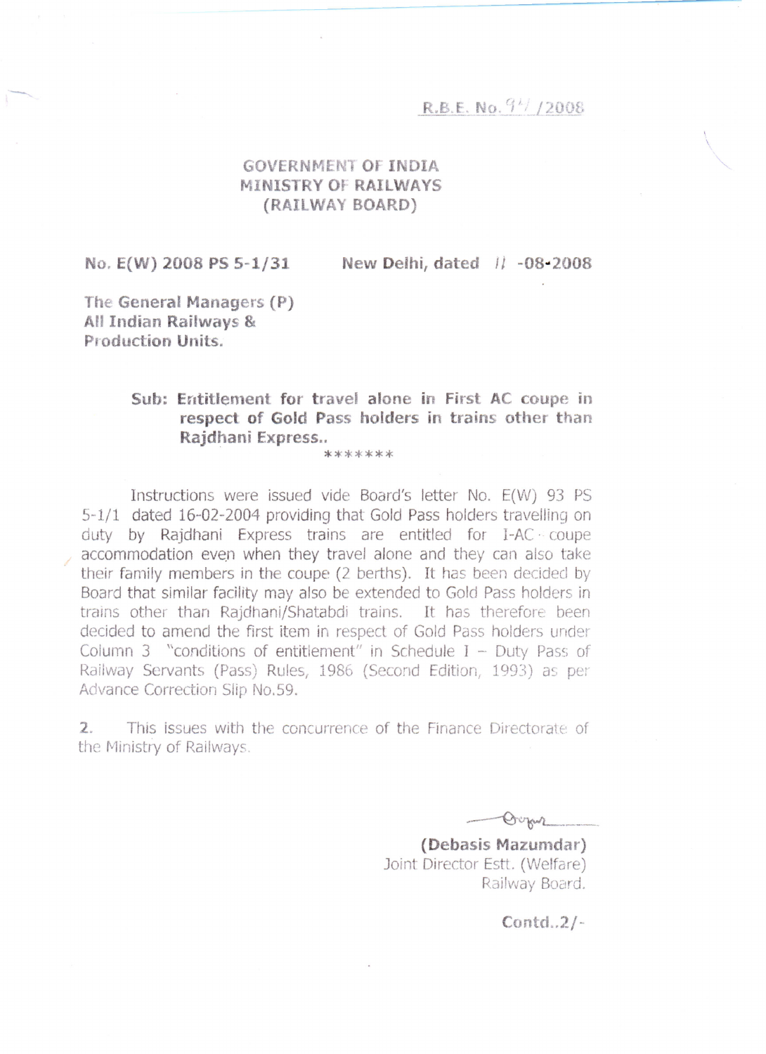R.B.E. No. 94 /2008

GOVERNMENT OF INDIA
MINISTRY OF RAILWAYS
(RAILWAY BOARD)

No. E(W) 2008 PS 5-1/31 New Delhi, dated 11 -08-2008

The General Managers (P)
All Indian Railways &
Production Units.

**Sub: Entitlement for travel alone in First AC coupe in respect of Gold Pass holders in trains other than Rajdhani Express..**

*******

Instructions were issued vide Board's letter No. E(W) 93 PS 5-1/1 dated 16-02-2004 providing that Gold Pass holders travelling on duty by Rajdhani Express trains are entitled for I-AC coupe accommodation even when they travel alone and they can also take their family members in the coupe (2 berths). It has been decided by Board that similar facility may also be extended to Gold Pass holders in trains other than Rajdhani/Shatabdi trains. It has therefore been decided to amend the first item in respect of Gold Pass holders under Column 3 "conditions of entitlement" in Schedule I – Duty Pass of Railway Servants (Pass) Rules, 1986 (Second Edition, 1993) as per Advance Correction Slip No.59.

2. This issues with the concurrence of the Finance Directorate of the Ministry of Railways.

**(Debasis Mazumdar)**
Joint Director Estt. (Welfare)
Railway Board.

Contd..2/-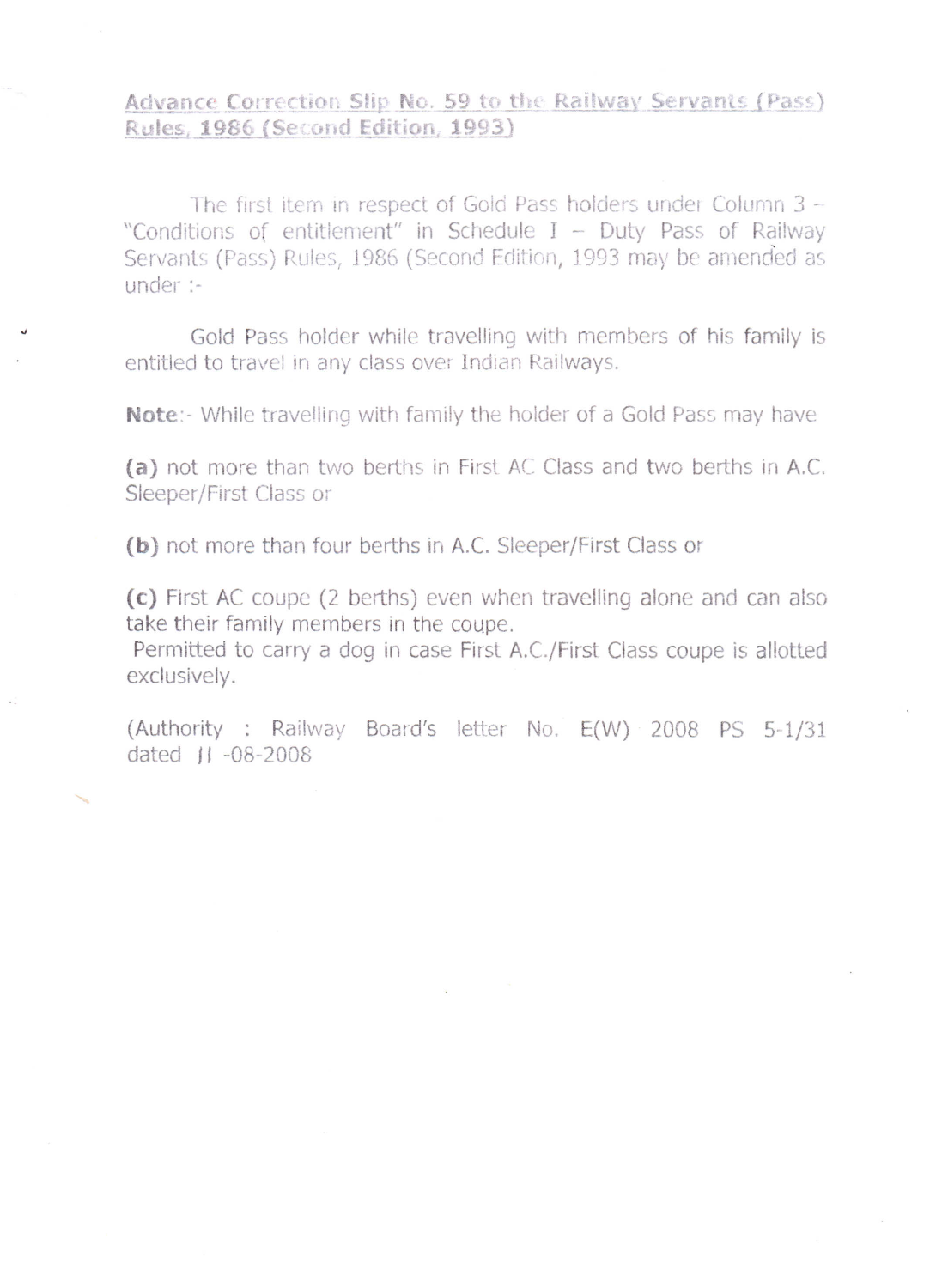**Advance Correction Slip No. 59 to the Railway Servants (Pass) Rules, 1986 (Second Edition, 1993)**

The first item in respect of Gold Pass holders under Column 3 – "Conditions of entitlement" in Schedule I – Duty Pass of Railway Servants (Pass) Rules, 1986 (Second Edition, 1993 may be amended as under :-

Gold Pass holder while travelling with members of his family is entitled to travel in any class over Indian Railways.

**Note**:- While travelling with family the holder of a Gold Pass may have

**(a)** not more than two berths in First AC Class and two berths in A.C. Sleeper/First Class or

**(b)** not more than four berths in A.C. Sleeper/First Class or

**(c)** First AC coupe (2 berths) even when travelling alone and can also take their family members in the coupe.

Permitted to carry a dog in case First A.C./First Class coupe is allotted exclusively.

(Authority : Railway Board's letter No. E(W) 2008 PS 5-1/31 dated 11 -08-2008